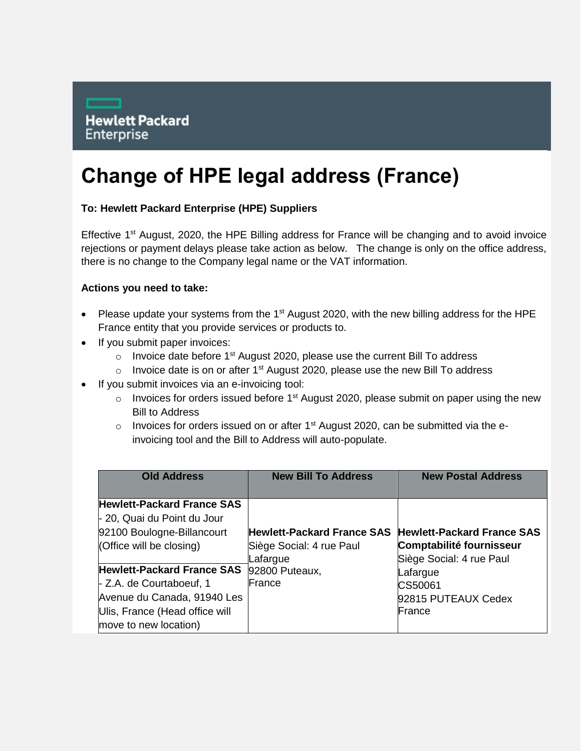Hewlett Packard Enterprise

# Change of HPE legal address (France)

**To: Hewlett Packard Enterprise (HPE) Suppliers**

Effective 1st August, 2020, the HPE Billing address for France will be changing and to avoid invoice rejections or payment delays please take action as below. The change is only on the office address, there is no change to the Company legal name or the VAT information.

**Actions you need to take:**

- Please update your systems from the 1st August 2020, with the new billing address for the HPE France entity that you provide services or products to.
- If you submit paper invoices:
  - Invoice date before 1st August 2020, please use the current Bill To address
  - Invoice date is on or after 1st August 2020, please use the new Bill To address
- If you submit invoices via an e-invoicing tool:
  - Invoices for orders issued before 1st August 2020, please submit on paper using the new Bill to Address
  - Invoices for orders issued on or after 1st August 2020, can be submitted via the e-invoicing tool and the Bill to Address will auto-populate.

| Old Address | New Bill To Address | New Postal Address |
|---|---|---|
| **Hewlett-Packard France SAS** - 20, Quai du Point du Jour 92100 Boulogne-Billancourt (Office will be closing)<br><br>**Hewlett-Packard France SAS** - Z.A. de Courtaboeuf, 1 Avenue du Canada, 91940 Les Ulis, France (Head office will move to new location) | **Hewlett-Packard France SAS** Siège Social: 4 rue Paul Lafargue 92800 Puteaux, France | **Hewlett-Packard France SAS** **Comptabilité fournisseur** Siège Social: 4 rue Paul Lafargue CS50061 92815 PUTEAUX Cedex France |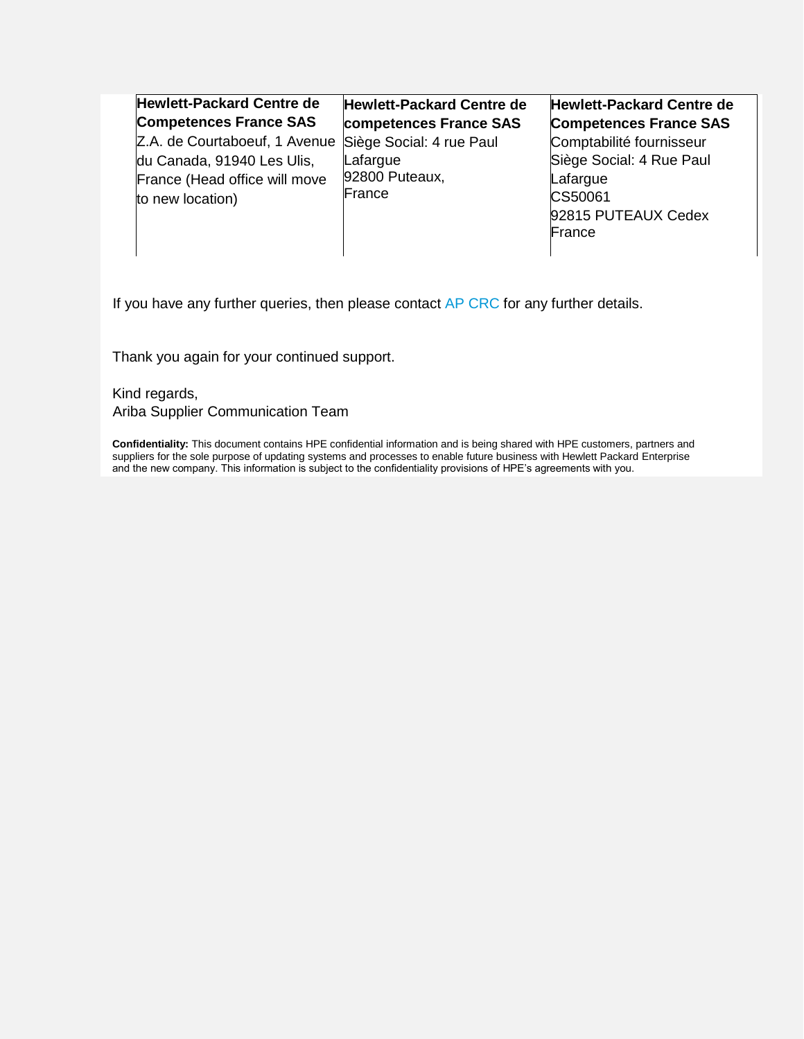| | | |
|---|---|---|
| **Hewlett-Packard Centre de Competences France SAS**<br>Z.A. de Courtaboeuf, 1 Avenue du Canada, 91940 Les Ulis, France (Head office will move to new location) | **Hewlett-Packard Centre de competences France SAS**<br>Siège Social: 4 rue Paul Lafargue<br>92800 Puteaux,<br>France | **Hewlett-Packard Centre de Competences France SAS**<br>Comptabilité fournisseur<br>Siège Social: 4 Rue Paul Lafargue<br>CS50061<br>92815 PUTEAUX Cedex<br>France |

If you have any further queries, then please contact AP CRC for any further details.

Thank you again for your continued support.

Kind regards,
Ariba Supplier Communication Team

**Confidentiality:** This document contains HPE confidential information and is being shared with HPE customers, partners and suppliers for the sole purpose of updating systems and processes to enable future business with Hewlett Packard Enterprise and the new company. This information is subject to the confidentiality provisions of HPE's agreements with you.